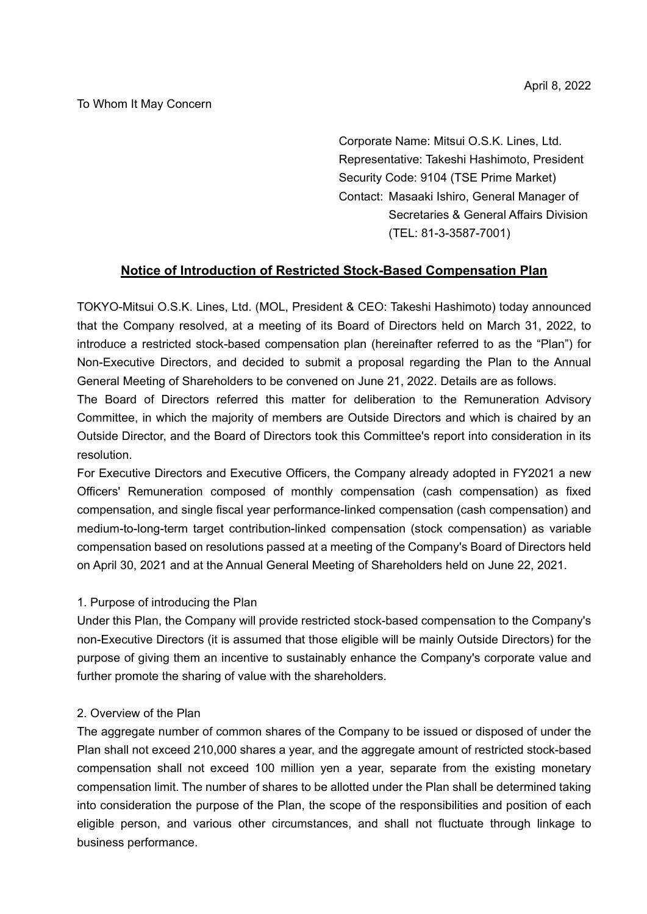April 8, 2022

To Whom It May Concern

Corporate Name: Mitsui O.S.K. Lines, Ltd.
Representative: Takeshi Hashimoto, President
Security Code: 9104 (TSE Prime Market)
Contact: Masaaki Ishiro, General Manager of Secretaries & General Affairs Division
(TEL: 81-3-3587-7001)

## Notice of Introduction of Restricted Stock-Based Compensation Plan

TOKYO-Mitsui O.S.K. Lines, Ltd. (MOL, President & CEO: Takeshi Hashimoto) today announced that the Company resolved, at a meeting of its Board of Directors held on March 31, 2022, to introduce a restricted stock-based compensation plan (hereinafter referred to as the "Plan") for Non-Executive Directors, and decided to submit a proposal regarding the Plan to the Annual General Meeting of Shareholders to be convened on June 21, 2022. Details are as follows.

The Board of Directors referred this matter for deliberation to the Remuneration Advisory Committee, in which the majority of members are Outside Directors and which is chaired by an Outside Director, and the Board of Directors took this Committee's report into consideration in its resolution.

For Executive Directors and Executive Officers, the Company already adopted in FY2021 a new Officers' Remuneration composed of monthly compensation (cash compensation) as fixed compensation, and single fiscal year performance-linked compensation (cash compensation) and medium-to-long-term target contribution-linked compensation (stock compensation) as variable compensation based on resolutions passed at a meeting of the Company's Board of Directors held on April 30, 2021 and at the Annual General Meeting of Shareholders held on June 22, 2021.

### 1. Purpose of introducing the Plan

Under this Plan, the Company will provide restricted stock-based compensation to the Company's non-Executive Directors (it is assumed that those eligible will be mainly Outside Directors) for the purpose of giving them an incentive to sustainably enhance the Company's corporate value and further promote the sharing of value with the shareholders.

### 2. Overview of the Plan

The aggregate number of common shares of the Company to be issued or disposed of under the Plan shall not exceed 210,000 shares a year, and the aggregate amount of restricted stock-based compensation shall not exceed 100 million yen a year, separate from the existing monetary compensation limit. The number of shares to be allotted under the Plan shall be determined taking into consideration the purpose of the Plan, the scope of the responsibilities and position of each eligible person, and various other circumstances, and shall not fluctuate through linkage to business performance.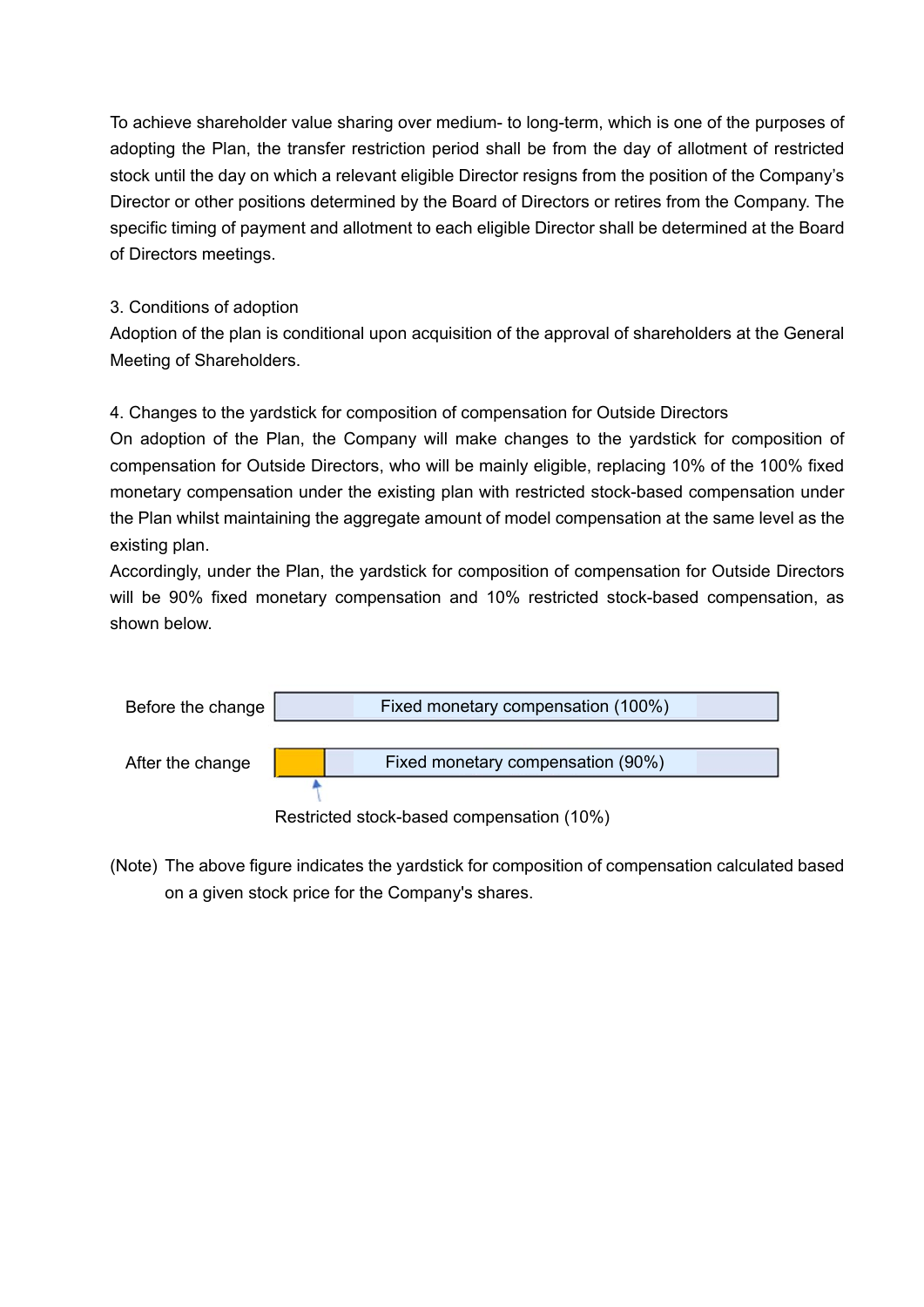To achieve shareholder value sharing over medium- to long-term, which is one of the purposes of adopting the Plan, the transfer restriction period shall be from the day of allotment of restricted stock until the day on which a relevant eligible Director resigns from the position of the Company's Director or other positions determined by the Board of Directors or retires from the Company. The specific timing of payment and allotment to each eligible Director shall be determined at the Board of Directors meetings.

3. Conditions of adoption

Adoption of the plan is conditional upon acquisition of the approval of shareholders at the General Meeting of Shareholders.

4. Changes to the yardstick for composition of compensation for Outside Directors

On adoption of the Plan, the Company will make changes to the yardstick for composition of compensation for Outside Directors, who will be mainly eligible, replacing 10% of the 100% fixed monetary compensation under the existing plan with restricted stock-based compensation under the Plan whilst maintaining the aggregate amount of model compensation at the same level as the existing plan.

Accordingly, under the Plan, the yardstick for composition of compensation for Outside Directors will be 90% fixed monetary compensation and 10% restricted stock-based compensation, as shown below.

Before the change

Fixed monetary compensation (100%)

After the change

Fixed monetary compensation (90%)

Restricted stock-based compensation (10%)

(Note) The above figure indicates the yardstick for composition of compensation calculated based on a given stock price for the Company's shares.